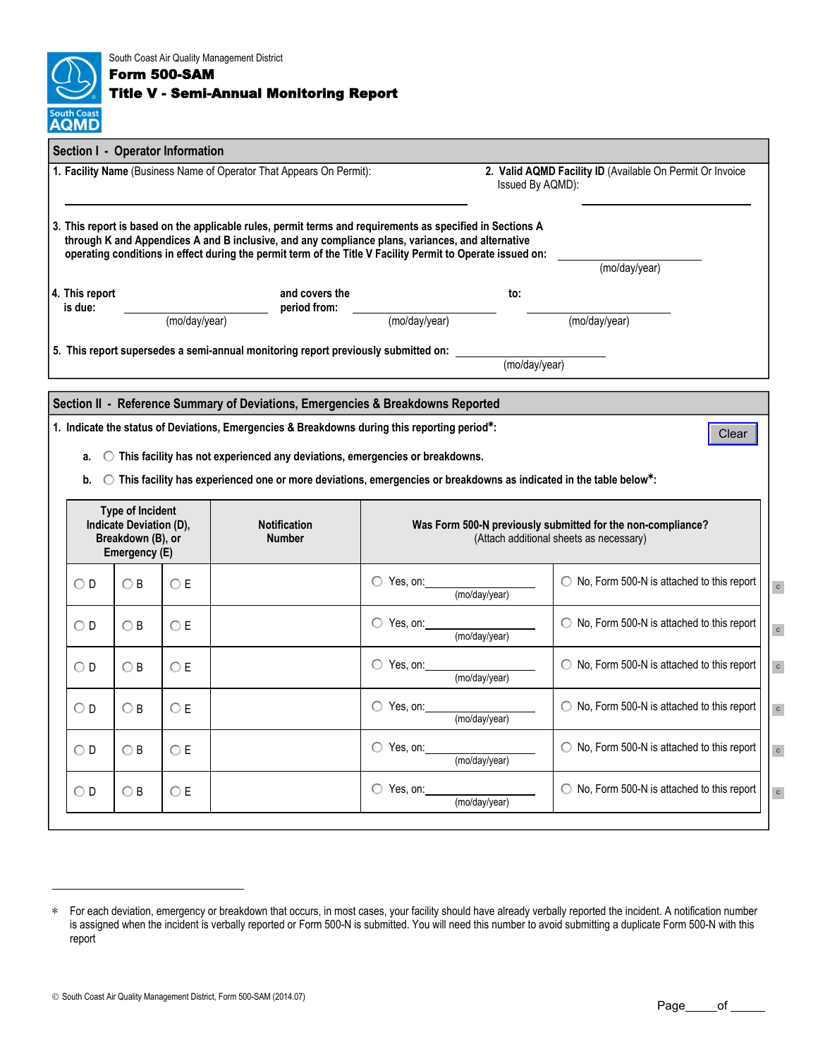South Coast Air Quality Management District

# Form 500-SAM
## Title V - Semi-Annual Monitoring Report

### Section I - Operator Information

**1. Facility Name** (Business Name of Operator That Appears On Permit): ______________________

**2. Valid AQMD Facility ID** (Available On Permit Or Invoice Issued By AQMD): ______________________

**3. This report is based on the applicable rules, permit terms and requirements as specified in Sections A through K and Appendices A and B inclusive, and any compliance plans, variances, and alternative operating conditions in effect during the permit term of the Title V Facility Permit to Operate issued on:** ______________ (mo/day/year)

**4. This report is due:** ______________ (mo/day/year) **and covers the period from:** ______________ (mo/day/year) **to:** ______________ (mo/day/year)

**5. This report supersedes a semi-annual monitoring report previously submitted on:** ______________ (mo/day/year)

### Section II - Reference Summary of Deviations, Emergencies & Breakdowns Reported

**1. Indicate the status of Deviations, Emergencies & Breakdowns during this reporting period*:**

Clear

a. ○ **This facility has not experienced any deviations, emergencies or breakdowns.**

b. ○ **This facility has experienced one or more deviations, emergencies or breakdowns as indicated in the table below*:**

| Type of Incident Indicate Deviation (D), Breakdown (B), or Emergency (E) | | | Notification Number | Was Form 500-N previously submitted for the non-compliance? (Attach additional sheets as necessary) | |
|---|---|---|---|---|---|
| ○ D | ○ B | ○ E | | ○ Yes, on: ________ (mo/day/year) | ○ No, Form 500-N is attached to this report |
| ○ D | ○ B | ○ E | | ○ Yes, on: ________ (mo/day/year) | ○ No, Form 500-N is attached to this report |
| ○ D | ○ B | ○ E | | ○ Yes, on: ________ (mo/day/year) | ○ No, Form 500-N is attached to this report |
| ○ D | ○ B | ○ E | | ○ Yes, on: ________ (mo/day/year) | ○ No, Form 500-N is attached to this report |
| ○ D | ○ B | ○ E | | ○ Yes, on: ________ (mo/day/year) | ○ No, Form 500-N is attached to this report |
| ○ D | ○ B | ○ E | | ○ Yes, on: ________ (mo/day/year) | ○ No, Form 500-N is attached to this report |

* For each deviation, emergency or breakdown that occurs, in most cases, your facility should have already verbally reported the incident. A notification number is assigned when the incident is verbally reported or Form 500-N is submitted. You will need this number to avoid submitting a duplicate Form 500-N with this report

© South Coast Air Quality Management District, Form 500-SAM (2014.07)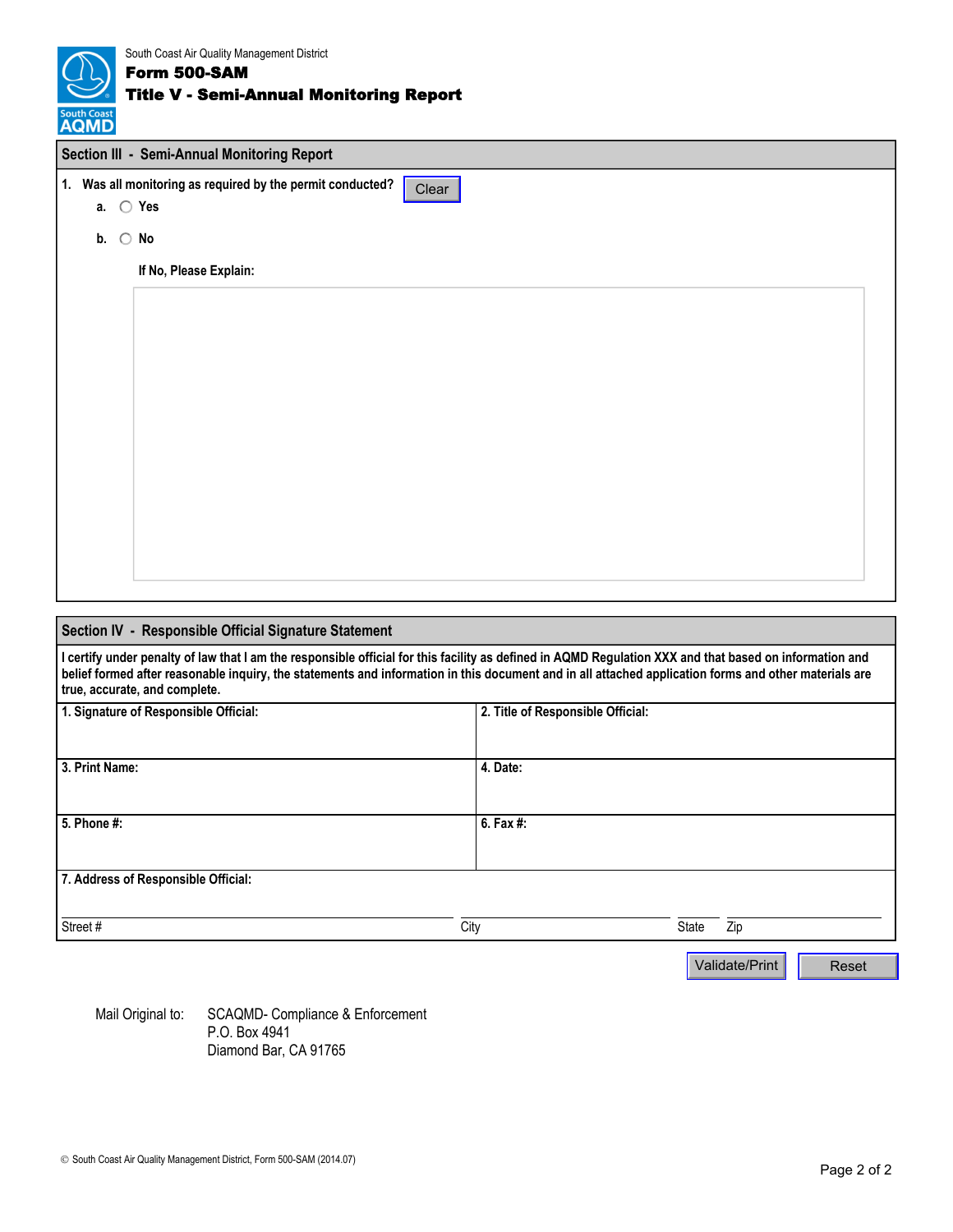South Coast Air Quality Management District

**Form 500-SAM**

**Title V - Semi-Annual Monitoring Report**

## Section III - Semi-Annual Monitoring Report

1. Was all monitoring as required by the permit conducted? Clear

   a. ○ Yes

   b. ○ No

   If No, Please Explain:

## Section IV - Responsible Official Signature Statement

**I certify under penalty of law that I am the responsible official for this facility as defined in AQMD Regulation XXX and that based on information and belief formed after reasonable inquiry, the statements and information in this document and in all attached application forms and other materials are true, accurate, and complete.**

| | |
|---|---|
| 1. Signature of Responsible Official: | 2. Title of Responsible Official: |
| 3. Print Name: | 4. Date: |
| 5. Phone #: | 6. Fax #: |

7. Address of Responsible Official:

| Street # | City | State | Zip |
|---|---|---|---|
| | | | |

Validate/Print Reset

Mail Original to: SCAQMD- Compliance & Enforcement
P.O. Box 4941
Diamond Bar, CA 91765

© South Coast Air Quality Management District, Form 500-SAM (2014.07)